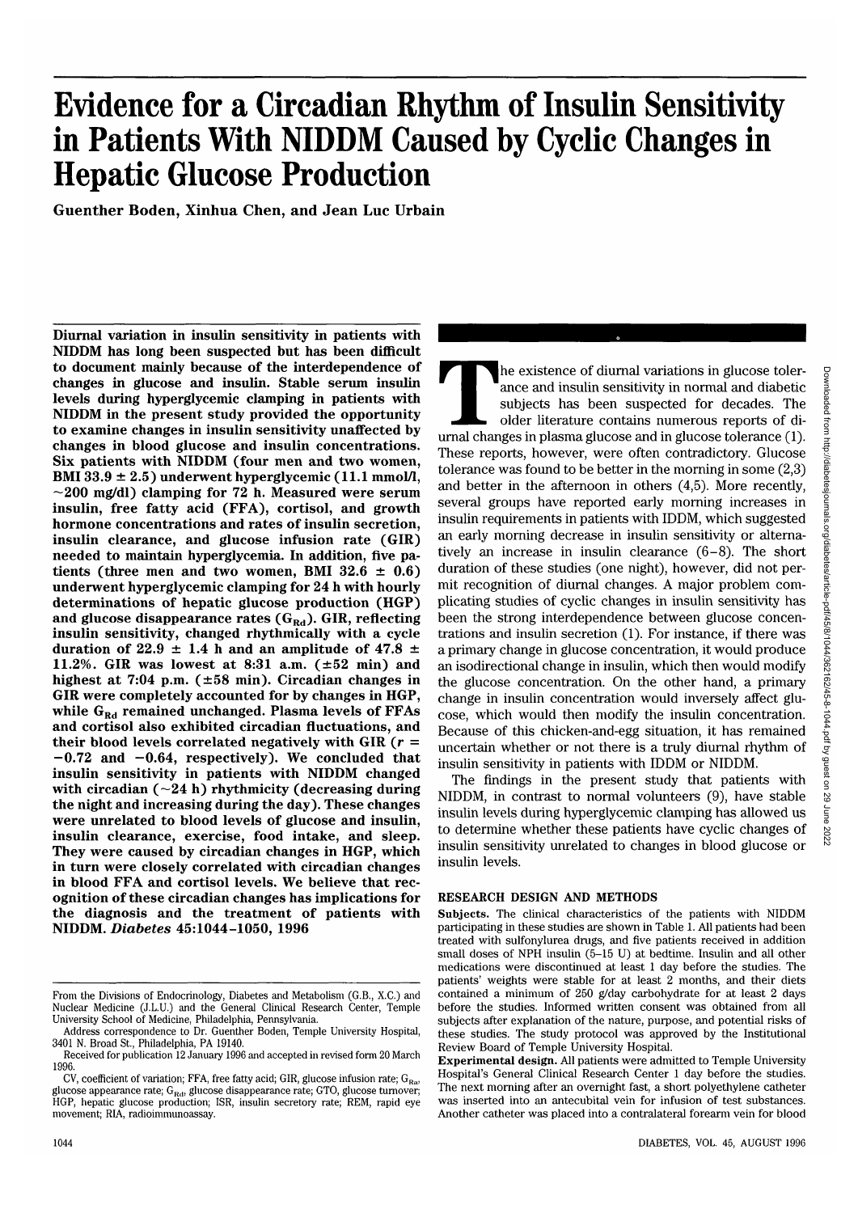# Evidence for a Circadian Rhythm of Insulin Sensitivity in Patients With NIDDM Caused by Cyclic Changes in Hepatic Glucose Production

Guenther Boden, Xinhua Chen, and Jean Luc Urbain

**Diurnal variation in insulin sensitivity in patients with NIDDM has long been suspected but has been difficult to document mainly because of the interdependence of changes in glucose and insulin. Stable serum insulin levels during hyperglycemic clamping in patients with NIDDM in the present study provided the opportunity to examine changes in insulin sensitivity unaffected by changes in blood glucose and insulin concentrations. Six patients with NIDDM (four men and two women, BMI 33.9 ± 2.5) underwent hyperglycemic (11.1 mmol/l, ~200 mg/dl) clamping for 72 h. Measured were serum insulin, free fatty acid (FFA), cortisol, and growth hormone concentrations and rates of insulin secretion, insulin clearance, and glucose infusion rate (GIR) needed to maintain hyperglycemia. In addition, five patients (three men and two women, BMI 32.6 ± 0.6) underwent hyperglycemic clamping for 24 h with hourly determinations of hepatic glucose production (HGP) and glucose disappearance rates ($G_{Rd}$). GIR, reflecting insulin sensitivity, changed rhythmically with a cycle duration of 22.9 ± 1.4 h and an amplitude of 47.8 ± 11.2%. GIR was lowest at 8:31 a.m. (±52 min) and highest at 7:04 p.m. (±58 min). Circadian changes in GIR were completely accounted for by changes in HGP, while $G_{Rd}$ remained unchanged. Plasma levels of FFAs and cortisol also exhibited circadian fluctuations, and their blood levels correlated negatively with GIR ($r$ = −0.72 and −0.64, respectively). We concluded that insulin sensitivity in patients with NIDDM changed with circadian (~24 h) rhythmicity (decreasing during the night and increasing during the day). These changes were unrelated to blood levels of glucose and insulin, insulin clearance, exercise, food intake, and sleep. They were caused by circadian changes in HGP, which in turn were closely correlated with circadian changes in blood FFA and cortisol levels. We believe that recognition of these circadian changes has implications for the diagnosis and the treatment of patients with NIDDM.** *Diabetes* 45:1044–1050, 1996

From the Divisions of Endocrinology, Diabetes and Metabolism (G.B., X.C.) and Nuclear Medicine (J.L.U.) and the General Clinical Research Center, Temple University School of Medicine, Philadelphia, Pennsylvania.

Address correspondence to Dr. Guenther Boden, Temple University Hospital, 3401 N. Broad St., Philadelphia, PA 19140.

Received for publication 12 January 1996 and accepted in revised form 20 March 1996.

CV, coefficient of variation; FFA, free fatty acid; GIR, glucose infusion rate; $G_{Ra}$, glucose appearance rate; $G_{Rd}$, glucose disappearance rate; GTO, glucose turnover; HGP, hepatic glucose production; ISR, insulin secretory rate; REM, rapid eye movement; RIA, radioimmunoassay.

The existence of diurnal variations in glucose tolerance and insulin sensitivity in normal and diabetic subjects has been suspected for decades. The older literature contains numerous reports of diurnal changes in plasma glucose and in glucose tolerance (1). These reports, however, were often contradictory. Glucose tolerance was found to be better in the morning in some (2,3) and better in the afternoon in others (4,5). More recently, several groups have reported early morning increases in insulin requirements in patients with IDDM, which suggested an early morning decrease in insulin sensitivity or alternatively an increase in insulin clearance (6–8). The short duration of these studies (one night), however, did not permit recognition of diurnal changes. A major problem complicating studies of cyclic changes in insulin sensitivity has been the strong interdependence between glucose concentrations and insulin secretion (1). For instance, if there was a primary change in glucose concentration, it would produce an isodirectional change in insulin, which then would modify the glucose concentration. On the other hand, a primary change in insulin concentration would inversely affect glucose, which would then modify the insulin concentration. Because of this chicken-and-egg situation, it has remained uncertain whether or not there is a truly diurnal rhythm of insulin sensitivity in patients with IDDM or NIDDM.

The findings in the present study that patients with NIDDM, in contrast to normal volunteers (9), have stable insulin levels during hyperglycemic clamping has allowed us to determine whether these patients have cyclic changes of insulin sensitivity unrelated to changes in blood glucose or insulin levels.

## RESEARCH DESIGN AND METHODS

**Subjects.** The clinical characteristics of the patients with NIDDM participating in these studies are shown in Table 1. All patients had been treated with sulfonylurea drugs, and five patients received in addition small doses of NPH insulin (5–15 U) at bedtime. Insulin and all other medications were discontinued at least 1 day before the studies. The patients' weights were stable for at least 2 months, and their diets contained a minimum of 250 g/day carbohydrate for at least 2 days before the studies. Informed written consent was obtained from all subjects after explanation of the nature, purpose, and potential risks of these studies. The study protocol was approved by the Institutional Review Board of Temple University Hospital.

**Experimental design.** All patients were admitted to Temple University Hospital's General Clinical Research Center 1 day before the studies. The next morning after an overnight fast, a short polyethylene catheter was inserted into an antecubital vein for infusion of test substances. Another catheter was placed into a contralateral forearm vein for blood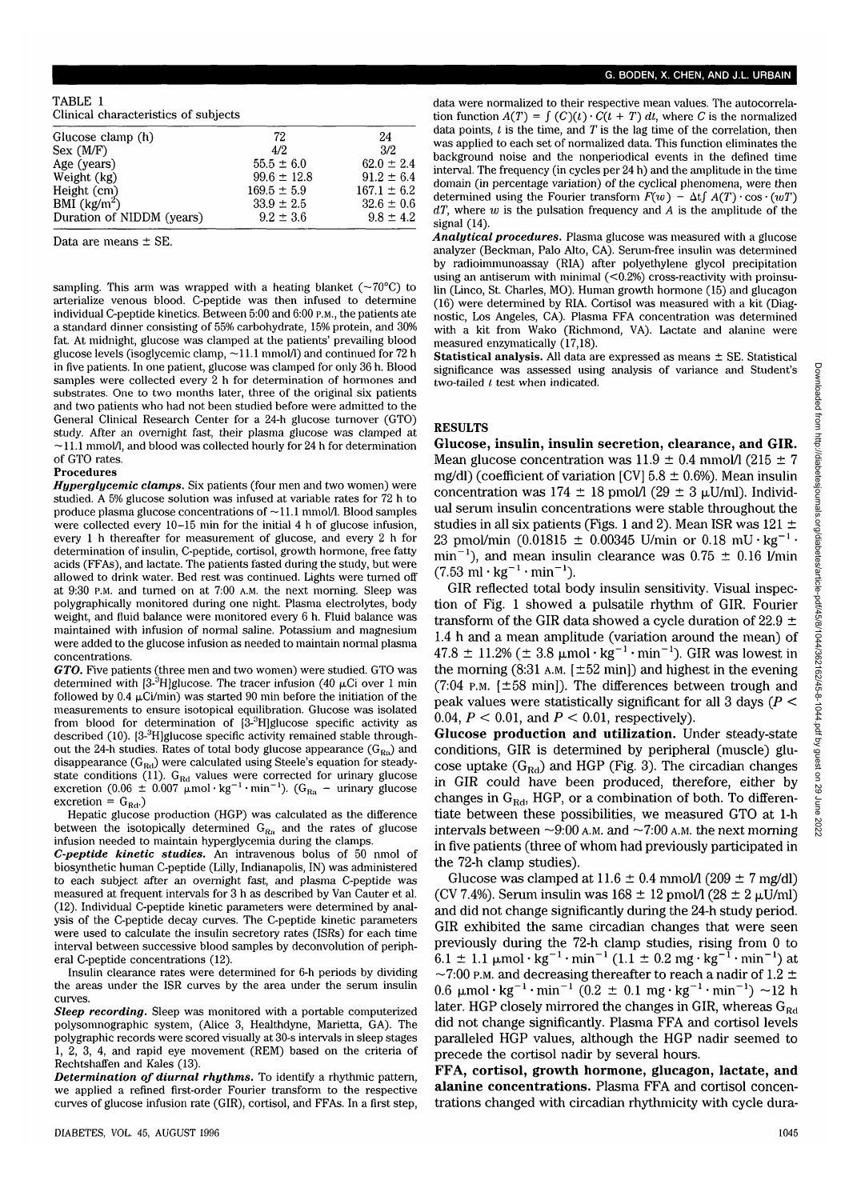TABLE 1
Clinical characteristics of subjects

| Glucose clamp (h) | 72 | 24 |
| --- | --- | --- |
| Sex (M/F) | 4/2 | 3/2 |
| Age (years) | 55.5 ± 6.0 | 62.0 ± 2.4 |
| Weight (kg) | 99.6 ± 12.8 | 91.2 ± 6.4 |
| Height (cm) | 169.5 ± 5.9 | 167.1 ± 6.2 |
| BMI (kg/m$^2$) | 33.9 ± 2.5 | 32.6 ± 0.6 |
| Duration of NIDDM (years) | 9.2 ± 3.6 | 9.8 ± 4.2 |

Data are means ± SE.

sampling. This arm was wrapped with a heating blanket (~70°C) to arterialize venous blood. C-peptide was then infused to determine individual C-peptide kinetics. Between 5:00 and 6:00 P.M., the patients ate a standard dinner consisting of 55% carbohydrate, 15% protein, and 30% fat. At midnight, glucose was clamped at the patients' prevailing blood glucose levels (isoglycemic clamp, ~11.1 mmol/l) and continued for 72 h in five patients. In one patient, glucose was clamped for only 36 h. Blood samples were collected every 2 h for determination of hormones and substrates. One to two months later, three of the original six patients and two patients who had not been studied before were admitted to the General Clinical Research Center for a 24-h glucose turnover (GTO) study. After an overnight fast, their plasma glucose was clamped at ~11.1 mmol/l, and blood was collected hourly for 24 h for determination of GTO rates.

### Procedures

***Hyperglycemic clamps.*** Six patients (four men and two women) were studied. A 5% glucose solution was infused at variable rates for 72 h to produce plasma glucose concentrations of ~11.1 mmol/l. Blood samples were collected every 10–15 min for the initial 4 h of glucose infusion, every 1 h thereafter for measurement of glucose, and every 2 h for determination of insulin, C-peptide, cortisol, growth hormone, free fatty acids (FFAs), and lactate. The patients fasted during the study, but were allowed to drink water. Bed rest was continued. Lights were turned off at 9:30 P.M. and turned on at 7:00 A.M. the next morning. Sleep was polygraphically monitored during one night. Plasma electrolytes, body weight, and fluid balance were monitored every 6 h. Fluid balance was maintained with infusion of normal saline. Potassium and magnesium were added to the glucose infusion as needed to maintain normal plasma concentrations.

***GTO.*** Five patients (three men and two women) were studied. GTO was determined with [3-$^3$H]glucose. The tracer infusion (40 µCi over 1 min followed by 0.4 µCi/min) was started 90 min before the initiation of the measurements to ensure isotopical equilibration. Glucose was isolated from blood for determination of [3-$^3$H]glucose specific activity as described (10). [3-$^3$H]glucose specific activity remained stable throughout the 24-h studies. Rates of total body glucose appearance ($G_{Ra}$) and disappearance ($G_{Rd}$) were calculated using Steele's equation for steady-state conditions (11). $G_{Rd}$ values were corrected for urinary glucose excretion (0.06 ± 0.007 µmol · kg$^{-1}$ · min$^{-1}$). ($G_{Ra}$ − urinary glucose excretion = $G_{Rd}$.)

Hepatic glucose production (HGP) was calculated as the difference between the isotopically determined $G_{Ra}$ and the rates of glucose infusion needed to maintain hyperglycemia during the clamps.

***C-peptide kinetic studies.*** An intravenous bolus of 50 nmol of biosynthetic human C-peptide (Lilly, Indianapolis, IN) was administered to each subject after an overnight fast, and plasma C-peptide was measured at frequent intervals for 3 h as described by Van Cauter et al. (12). Individual C-peptide kinetic parameters were determined by analysis of the C-peptide decay curves. The C-peptide kinetic parameters were used to calculate the insulin secretory rates (ISRs) for each time interval between successive blood samples by deconvolution of peripheral C-peptide concentrations (12).

Insulin clearance rates were determined for 6-h periods by dividing the areas under the ISR curves by the area under the serum insulin curves.

***Sleep recording.*** Sleep was monitored with a portable computerized polysomnographic system, (Alice 3, Healthdyne, Marietta, GA). The polygraphic records were scored visually at 30-s intervals in sleep stages 1, 2, 3, 4, and rapid eye movement (REM) based on the criteria of Rechtshaffen and Kales (13).

***Determination of diurnal rhythms.*** To identify a rhythmic pattern, we applied a refined first-order Fourier transform to the respective curves of glucose infusion rate (GIR), cortisol, and FFAs. In a first step, data were normalized to their respective mean values. The autocorrelation function $A(T) = \int (C)(t) \cdot C(t + T)\, dt$, where $C$ is the normalized data points, $t$ is the time, and $T$ is the lag time of the correlation, then was applied to each set of normalized data. This function eliminates the background noise and the nonperiodical events in the defined time interval. The frequency (in cycles per 24 h) and the amplitude in the time domain (in percentage variation) of the cyclical phenomena, were then determined using the Fourier transform $F(w) - \Delta t \int A(T) \cdot \cos \cdot (wT)\, dT$, where $w$ is the pulsation frequency and $A$ is the amplitude of the signal (14).

***Analytical procedures.*** Plasma glucose was measured with a glucose analyzer (Beckman, Palo Alto, CA). Serum-free insulin was determined by radioimmunoassay (RIA) after polyethylene glycol precipitation using an antiserum with minimal (<0.2%) cross-reactivity with proinsulin (Linco, St. Charles, MO). Human growth hormone (15) and glucagon (16) were determined by RIA. Cortisol was measured with a kit (Diagnostic, Los Angeles, CA). Plasma FFA concentration was determined with a kit from Wako (Richmond, VA). Lactate and alanine were measured enzymatically (17,18).

***Statistical analysis.*** All data are expressed as means ± SE. Statistical significance was assessed using analysis of variance and Student's two-tailed $t$ test when indicated.

## RESULTS

**Glucose, insulin, insulin secretion, clearance, and GIR.** Mean glucose concentration was 11.9 ± 0.4 mmol/l (215 ± 7 mg/dl) (coefficient of variation [CV] 5.8 ± 0.6%). Mean insulin concentration was 174 ± 18 pmol/l (29 ± 3 µU/ml). Individual serum insulin concentrations were stable throughout the studies in all six patients (Figs. 1 and 2). Mean ISR was 121 ± 23 pmol/min (0.01815 ± 0.00345 U/min or 0.18 mU · kg$^{-1}$ · min$^{-1}$), and mean insulin clearance was 0.75 ± 0.16 l/min (7.53 ml · kg$^{-1}$ · min$^{-1}$).

GIR reflected total body insulin sensitivity. Visual inspection of Fig. 1 showed a pulsatile rhythm of GIR. Fourier transform of the GIR data showed a cycle duration of 22.9 ± 1.4 h and a mean amplitude (variation around the mean) of 47.8 ± 11.2% (± 3.8 µmol · kg$^{-1}$ · min$^{-1}$). GIR was lowest in the morning (8:31 A.M. [±52 min]) and highest in the evening (7:04 P.M. [±58 min]). The differences between trough and peak values were statistically significant for all 3 days ($P <$ 0.04, $P < 0.01$, and $P < 0.01$, respectively).

**Glucose production and utilization.** Under steady-state conditions, GIR is determined by peripheral (muscle) glucose uptake ($G_{Rd}$) and HGP (Fig. 3). The circadian changes in GIR could have been produced, therefore, either by changes in $G_{Rd}$, HGP, or a combination of both. To differentiate between these possibilities, we measured GTO at 1-h intervals between ~9:00 A.M. and ~7:00 A.M. the next morning in five patients (three of whom had previously participated in the 72-h clamp studies).

Glucose was clamped at 11.6 ± 0.4 mmol/l (209 ± 7 mg/dl) (CV 7.4%). Serum insulin was 168 ± 12 pmol/l (28 ± 2 µU/ml) and did not change significantly during the 24-h study period. GIR exhibited the same circadian changes that were seen previously during the 72-h clamp studies, rising from 0 to 6.1 ± 1.1 µmol · kg$^{-1}$ · min$^{-1}$ (1.1 ± 0.2 mg · kg$^{-1}$ · min$^{-1}$) at ~7:00 P.M. and decreasing thereafter to reach a nadir of 1.2 ± 0.6 µmol · kg$^{-1}$ · min$^{-1}$ (0.2 ± 0.1 mg · kg$^{-1}$ · min$^{-1}$) ~12 h later. HGP closely mirrored the changes in GIR, whereas $G_{Rd}$ did not change significantly. Plasma FFA and cortisol levels paralleled HGP values, although the HGP nadir seemed to precede the cortisol nadir by several hours.

**FFA, cortisol, growth hormone, glucagon, lactate, and alanine concentrations.** Plasma FFA and cortisol concentrations changed with circadian rhythmicity with cycle dura-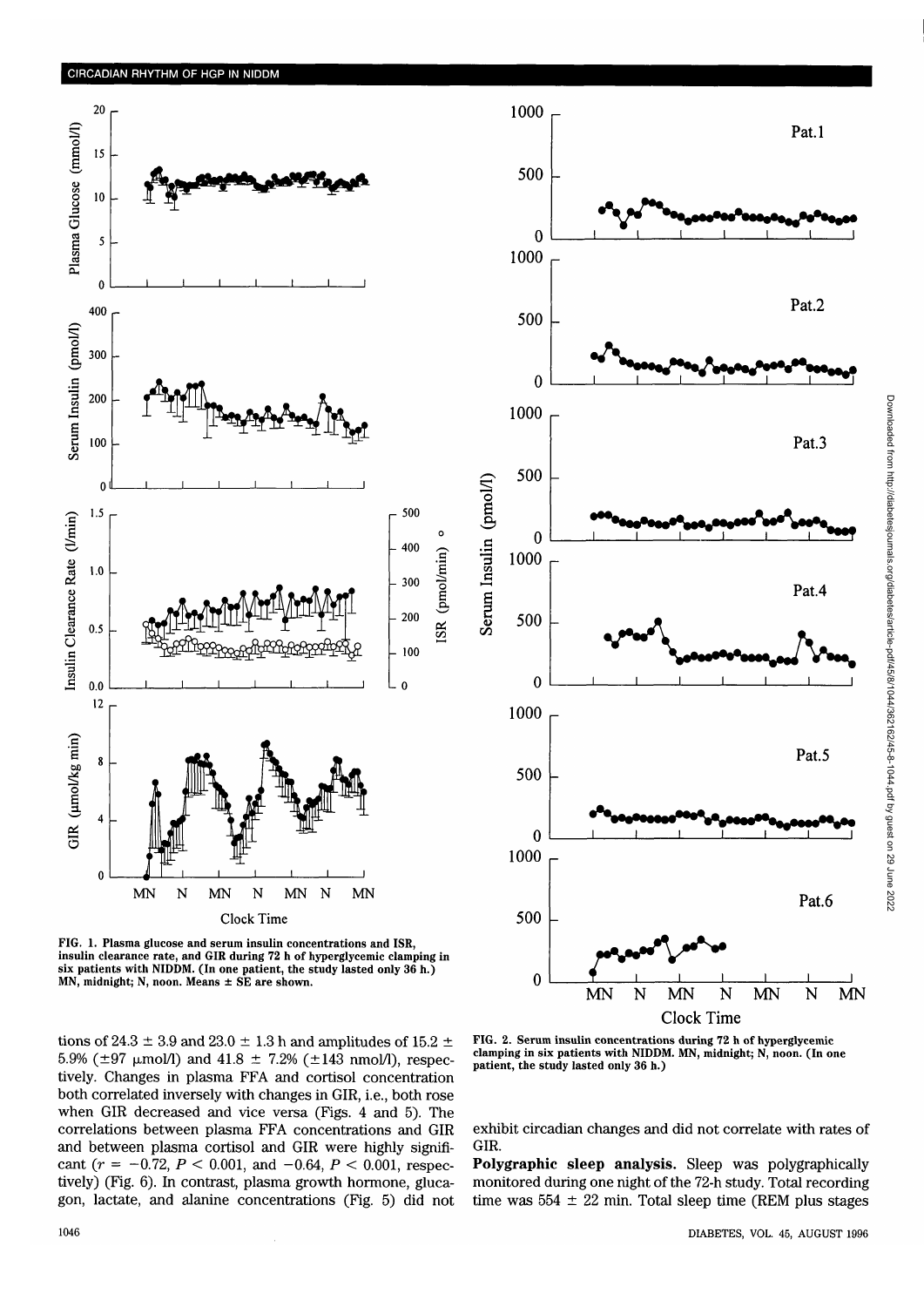FIG. 1. Plasma glucose and serum insulin concentrations and ISR, insulin clearance rate, and GIR during 72 h of hyperglycemic clamping in six patients with NIDDM. (In one patient, the study lasted only 36 h.) MN, midnight; N, noon. Means ± SE are shown.

FIG. 2. Serum insulin concentrations during 72 h of hyperglycemic clamping in six patients with NIDDM. MN, midnight; N, noon. (In one patient, the study lasted only 36 h.)

tions of 24.3 ± 3.9 and 23.0 ± 1.3 h and amplitudes of 15.2 ± 5.9% (±97 μmol/l) and 41.8 ± 7.2% (±143 nmol/l), respectively. Changes in plasma FFA and cortisol concentration both correlated inversely with changes in GIR, i.e., both rose when GIR decreased and vice versa (Figs. 4 and 5). The correlations between plasma FFA concentrations and GIR and between plasma cortisol and GIR were highly significant ($r = -0.72$, $P < 0.001$, and $-0.64$, $P < 0.001$, respectively) (Fig. 6). In contrast, plasma growth hormone, glucagon, lactate, and alanine concentrations (Fig. 5) did not exhibit circadian changes and did not correlate with rates of GIR.

**Polygraphic sleep analysis.** Sleep was polygraphically monitored during one night of the 72-h study. Total recording time was 554 ± 22 min. Total sleep time (REM plus stages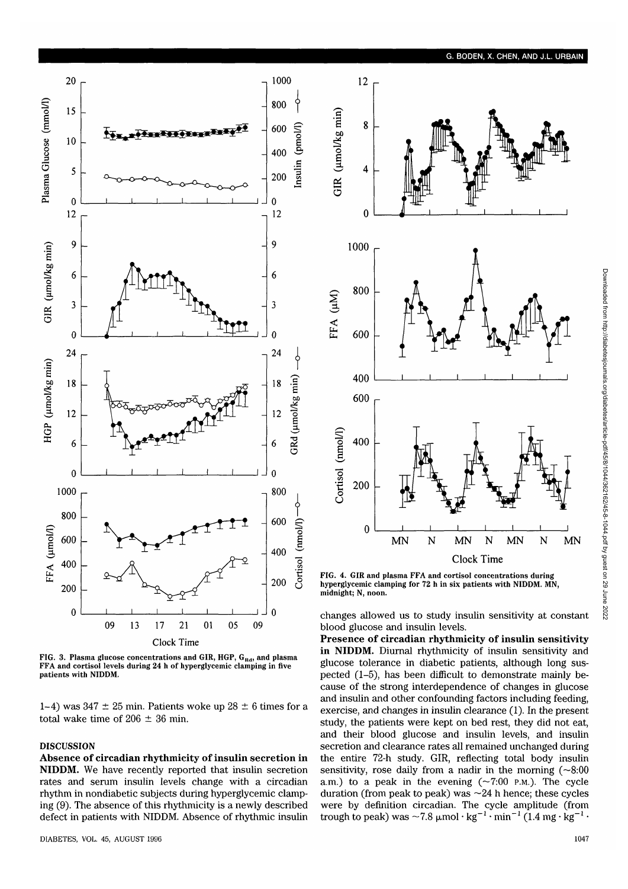FIG. 3. Plasma glucose concentrations and GIR, HGP, $G_{Rd}$, and plasma FFA and cortisol levels during 24 h of hyperglycemic clamping in five patients with NIDDM.

FIG. 4. GIR and plasma FFA and cortisol concentrations during hyperglycemic clamping for 72 h in six patients with NIDDM. MN, midnight; N, noon.

1–4) was 347 ± 25 min. Patients woke up 28 ± 6 times for a total wake time of 206 ± 36 min.

## DISCUSSION

**Absence of circadian rhythmicity of insulin secretion in NIDDM.** We have recently reported that insulin secretion rates and serum insulin levels change with a circadian rhythm in nondiabetic subjects during hyperglycemic clamping (9). The absence of this rhythmicity is a newly described defect in patients with NIDDM. Absence of rhythmic insulin changes allowed us to study insulin sensitivity at constant blood glucose and insulin levels.

**Presence of circadian rhythmicity of insulin sensitivity in NIDDM.** Diurnal rhythmicity of insulin sensitivity and glucose tolerance in diabetic patients, although long suspected (1–5), has been difficult to demonstrate mainly because of the strong interdependence of changes in glucose and insulin and other confounding factors including feeding, exercise, and changes in insulin clearance (1). In the present study, the patients were kept on bed rest, they did not eat, and their blood glucose and insulin levels, and insulin secretion and clearance rates all remained unchanged during the entire 72-h study. GIR, reflecting total body insulin sensitivity, rose daily from a nadir in the morning (~8:00 a.m.) to a peak in the evening (~7:00 P.M.). The cycle duration (from peak to peak) was ~24 h hence; these cycles were by definition circadian. The cycle amplitude (from trough to peak) was ~7.8 $\mu mol \cdot kg^{-1} \cdot min^{-1}$ (1.4 $mg \cdot kg^{-1} \cdot$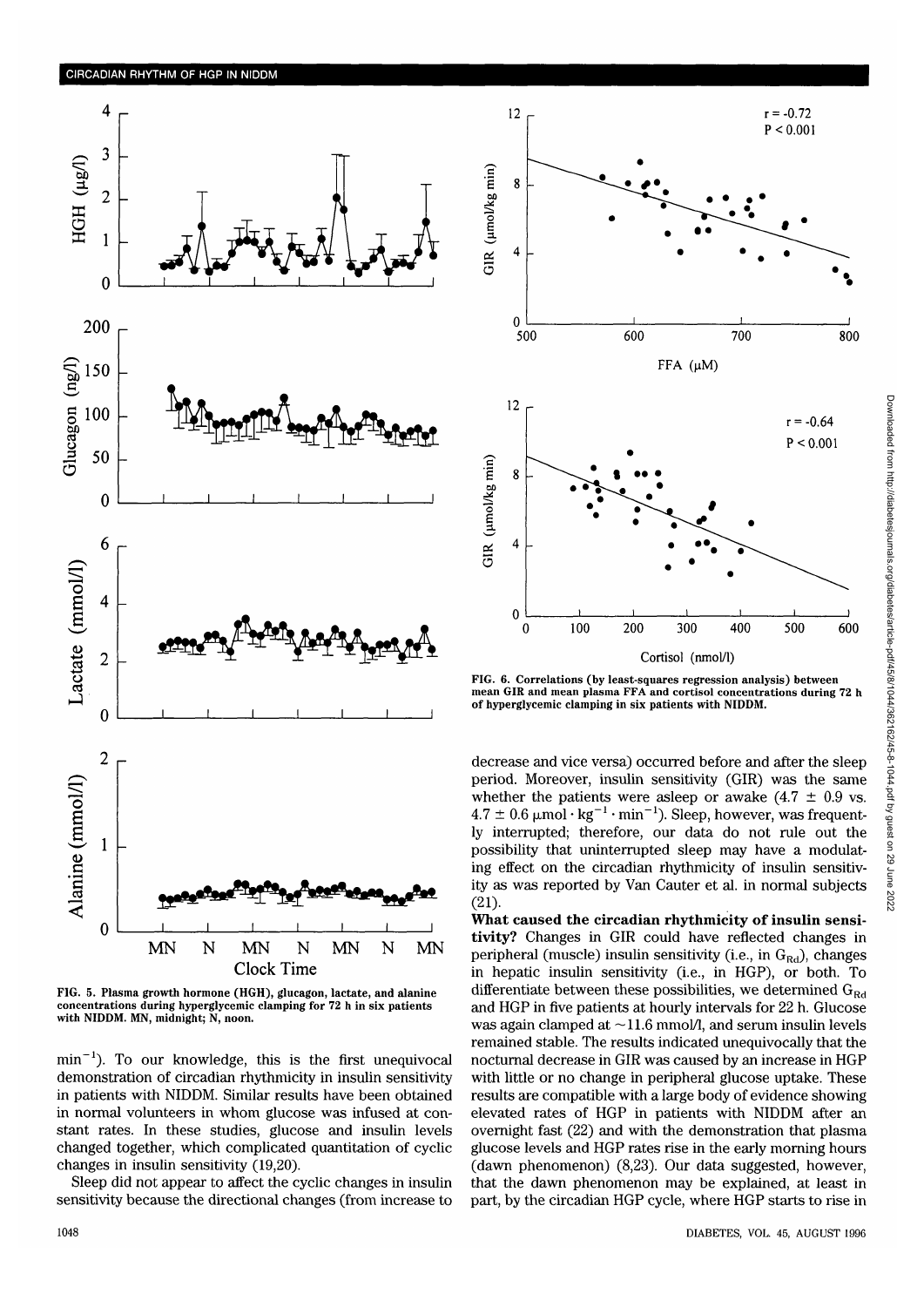FIG. 5. Plasma growth hormone (HGH), glucagon, lactate, and alanine concentrations during hyperglycemic clamping for 72 h in six patients with NIDDM. MN, midnight; N, noon.

FIG. 6. Correlations (by least-squares regression analysis) between mean GIR and mean plasma FFA and cortisol concentrations during 72 h of hyperglycemic clamping in six patients with NIDDM.

$\text{min}^{-1}$). To our knowledge, this is the first unequivocal demonstration of circadian rhythmicity in insulin sensitivity in patients with NIDDM. Similar results have been obtained in normal volunteers in whom glucose was infused at constant rates. In these studies, glucose and insulin levels changed together, which complicated quantitation of cyclic changes in insulin sensitivity (19,20).

Sleep did not appear to affect the cyclic changes in insulin sensitivity because the directional changes (from increase to decrease and vice versa) occurred before and after the sleep period. Moreover, insulin sensitivity (GIR) was the same whether the patients were asleep or awake ($4.7 \pm 0.9$ vs. $4.7 \pm 0.6$ $\mu\text{mol} \cdot \text{kg}^{-1} \cdot \text{min}^{-1}$). Sleep, however, was frequently interrupted; therefore, our data do not rule out the possibility that uninterrupted sleep may have a modulating effect on the circadian rhythmicity of insulin sensitivity as was reported by Van Cauter et al. in normal subjects (21).

**What caused the circadian rhythmicity of insulin sensitivity?** Changes in GIR could have reflected changes in peripheral (muscle) insulin sensitivity (i.e., in $G_{Rd}$), changes in hepatic insulin sensitivity (i.e., in HGP), or both. To differentiate between these possibilities, we determined $G_{Rd}$ and HGP in five patients at hourly intervals for 22 h. Glucose was again clamped at ~11.6 mmol/l, and serum insulin levels remained stable. The results indicated unequivocally that the nocturnal decrease in GIR was caused by an increase in HGP with little or no change in peripheral glucose uptake. These results are compatible with a large body of evidence showing elevated rates of HGP in patients with NIDDM after an overnight fast (22) and with the demonstration that plasma glucose levels and HGP rates rise in the early morning hours (dawn phenomenon) (8,23). Our data suggested, however, that the dawn phenomenon may be explained, at least in part, by the circadian HGP cycle, where HGP starts to rise in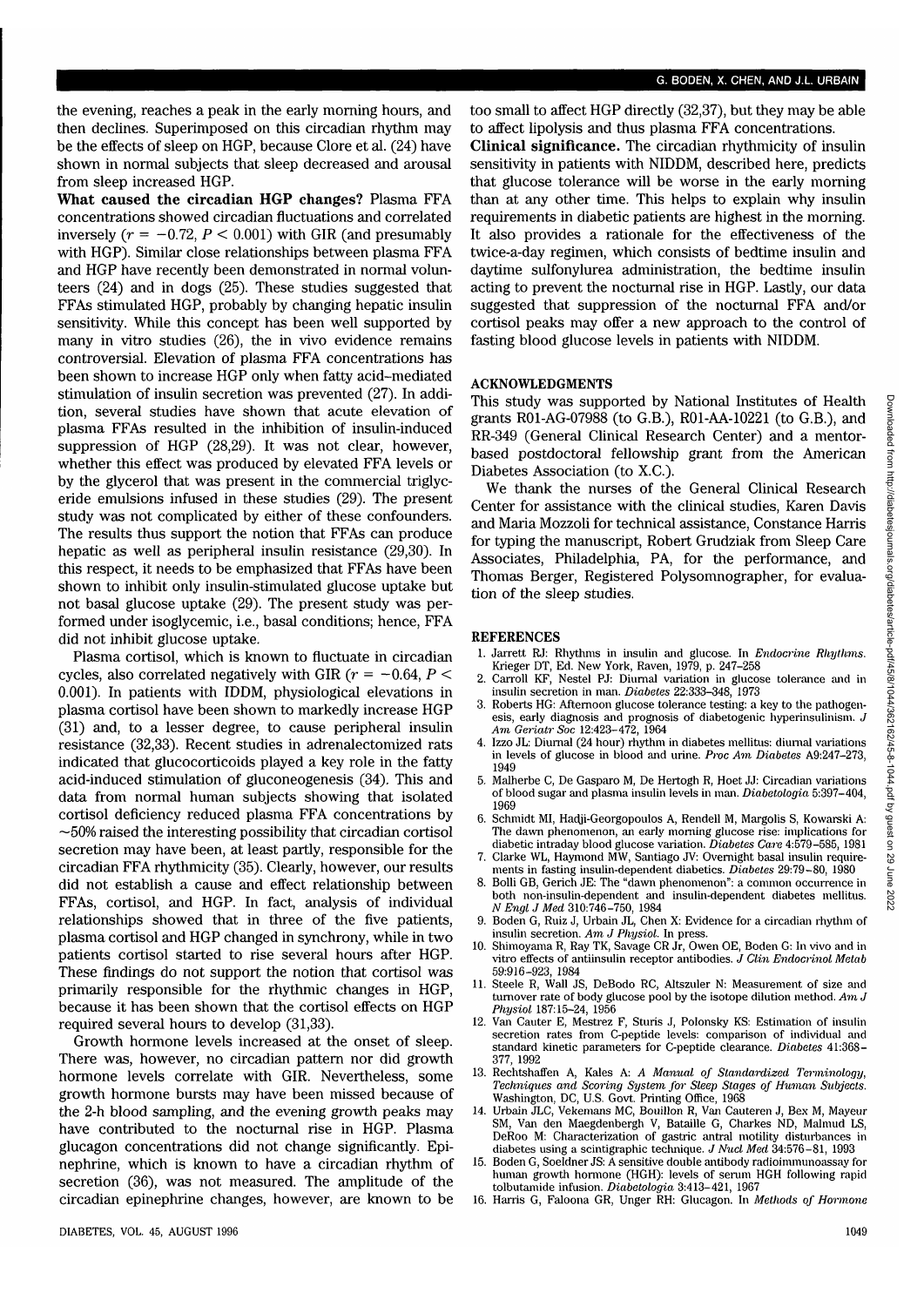the evening, reaches a peak in the early morning hours, and then declines. Superimposed on this circadian rhythm may be the effects of sleep on HGP, because Clore et al. (24) have shown in normal subjects that sleep decreased and arousal from sleep increased HGP.

**What caused the circadian HGP changes?** Plasma FFA concentrations showed circadian fluctuations and correlated inversely ($r = -0.72$, $P < 0.001$) with GIR (and presumably with HGP). Similar close relationships between plasma FFA and HGP have recently been demonstrated in normal volunteers (24) and in dogs (25). These studies suggested that FFAs stimulated HGP, probably by changing hepatic insulin sensitivity. While this concept has been well supported by many in vitro studies (26), the in vivo evidence remains controversial. Elevation of plasma FFA concentrations has been shown to increase HGP only when fatty acid–mediated stimulation of insulin secretion was prevented (27). In addition, several studies have shown that acute elevation of plasma FFAs resulted in the inhibition of insulin-induced suppression of HGP (28,29). It was not clear, however, whether this effect was produced by elevated FFA levels or by the glycerol that was present in the commercial triglyceride emulsions infused in these studies (29). The present study was not complicated by either of these confounders. The results thus support the notion that FFAs can produce hepatic as well as peripheral insulin resistance (29,30). In this respect, it needs to be emphasized that FFAs have been shown to inhibit only insulin-stimulated glucose uptake but not basal glucose uptake (29). The present study was performed under isoglycemic, i.e., basal conditions; hence, FFA did not inhibit glucose uptake.

Plasma cortisol, which is known to fluctuate in circadian cycles, also correlated negatively with GIR ($r = -0.64$, $P < 0.001$). In patients with IDDM, physiological elevations in plasma cortisol have been shown to markedly increase HGP (31) and, to a lesser degree, to cause peripheral insulin resistance (32,33). Recent studies in adrenalectomized rats indicated that glucocorticoids played a key role in the fatty acid-induced stimulation of gluconeogenesis (34). This and data from normal human subjects showing that isolated cortisol deficiency reduced plasma FFA concentrations by ~50% raised the interesting possibility that circadian cortisol secretion may have been, at least partly, responsible for the circadian FFA rhythmicity (35). Clearly, however, our results did not establish a cause and effect relationship between FFAs, cortisol, and HGP. In fact, analysis of individual relationships showed that in three of the five patients, plasma cortisol and HGP changed in synchrony, while in two patients cortisol started to rise several hours after HGP. These findings do not support the notion that cortisol was primarily responsible for the rhythmic changes in HGP, because it has been shown that the cortisol effects on HGP required several hours to develop (31,33).

Growth hormone levels increased at the onset of sleep. There was, however, no circadian pattern nor did growth hormone levels correlate with GIR. Nevertheless, some growth hormone bursts may have been missed because of the 2-h blood sampling, and the evening growth peaks may have contributed to the nocturnal rise in HGP. Plasma glucagon concentrations did not change significantly. Epinephrine, which is known to have a circadian rhythm of secretion (36), was not measured. The amplitude of the circadian epinephrine changes, however, are known to be too small to affect HGP directly (32,37), but they may be able to affect lipolysis and thus plasma FFA concentrations.

**Clinical significance.** The circadian rhythmicity of insulin sensitivity in patients with NIDDM, described here, predicts that glucose tolerance will be worse in the early morning than at any other time. This helps to explain why insulin requirements in diabetic patients are highest in the morning. It also provides a rationale for the effectiveness of the twice-a-day regimen, which consists of bedtime insulin and daytime sulfonylurea administration, the bedtime insulin acting to prevent the nocturnal rise in HGP. Lastly, our data suggested that suppression of the nocturnal FFA and/or cortisol peaks may offer a new approach to the control of fasting blood glucose levels in patients with NIDDM.

## ACKNOWLEDGMENTS

This study was supported by National Institutes of Health grants R01-AG-07988 (to G.B.), R01-AA-10221 (to G.B.), and RR-349 (General Clinical Research Center) and a mentor-based postdoctoral fellowship grant from the American Diabetes Association (to X.C.).

We thank the nurses of the General Clinical Research Center for assistance with the clinical studies, Karen Davis and Maria Mozzoli for technical assistance, Constance Harris for typing the manuscript, Robert Grudziak from Sleep Care Associates, Philadelphia, PA, for the performance, and Thomas Berger, Registered Polysomnographer, for evaluation of the sleep studies.

## REFERENCES

1. Jarrett RJ: Rhythms in insulin and glucose. In *Endocrine Rhythms*. Krieger DT, Ed. New York, Raven, 1979, p. 247–258
2. Carroll KF, Nestel PJ: Diurnal variation in glucose tolerance and in insulin secretion in man. *Diabetes* 22:333–348, 1973
3. Roberts HG: Afternoon glucose tolerance testing: a key to the pathogenesis, early diagnosis and prognosis of diabetogenic hyperinsulinism. *J Am Geriatr Soc* 12:423–472, 1964
4. Izzo JL: Diurnal (24 hour) rhythm in diabetes mellitus: diurnal variations in levels of glucose in blood and urine. *Proc Am Diabetes* A9:247–273, 1949
5. Malherbe C, De Gasparo M, De Hertogh R, Hoet JJ: Circadian variations of blood sugar and plasma insulin levels in man. *Diabetologia* 5:397–404, 1969
6. Schmidt MI, Hadji-Georgopoulos A, Rendell M, Margolis S, Kowarski A: The dawn phenomenon, an early morning glucose rise: implications for diabetic intraday blood glucose variation. *Diabetes Care* 4:579–585, 1981
7. Clarke WL, Haymond MW, Santiago JV: Overnight basal insulin requirements in fasting insulin-dependent diabetics. *Diabetes* 29:79–80, 1980
8. Bolli GB, Gerich JE: The "dawn phenomenon": a common occurrence in both non-insulin-dependent and insulin-dependent diabetes mellitus. *N Engl J Med* 310:746–750, 1984
9. Boden G, Ruiz J, Urbain JL, Chen X: Evidence for a circadian rhythm of insulin secretion. *Am J Physiol*. In press.
10. Shimoyama R, Ray TK, Savage CR Jr, Owen OE, Boden G: In vivo and in vitro effects of antiinsulin receptor antibodies. *J Clin Endocrinol Metab* 59:916–923, 1984
11. Steele R, Wall JS, DeBodo RC, Altszuler N: Measurement of size and turnover rate of body glucose pool by the isotope dilution method. *Am J Physiol* 187:15–24, 1956
12. Van Cauter E, Mestrez F, Sturis J, Polonsky KS: Estimation of insulin secretion rates from C-peptide levels: comparison of individual and standard kinetic parameters for C-peptide clearance. *Diabetes* 41:368–377, 1992
13. Rechtshaffen A, Kales A: *A Manual of Standardized Terminology, Techniques and Scoring System for Sleep Stages of Human Subjects*. Washington, DC, U.S. Govt. Printing Office, 1968
14. Urbain JLC, Vekemans MC, Bouillon R, Van Cauteren J, Bex M, Mayeur SM, Van den Maegdenbergh V, Bataille G, Charkes ND, Malmud LS, DeRoo M: Characterization of gastric antral motility disturbances in diabetes using a scintigraphic technique. *J Nucl Med* 34:576–81, 1993
15. Boden G, Soeldner JS: A sensitive double antibody radioimmunoassay for human growth hormone (HGH): levels of serum HGH following rapid tolbutamide infusion. *Diabetologia* 3:413–421, 1967
16. Harris G, Faloona GR, Unger RH: Glucagon. In *Methods of Hormone*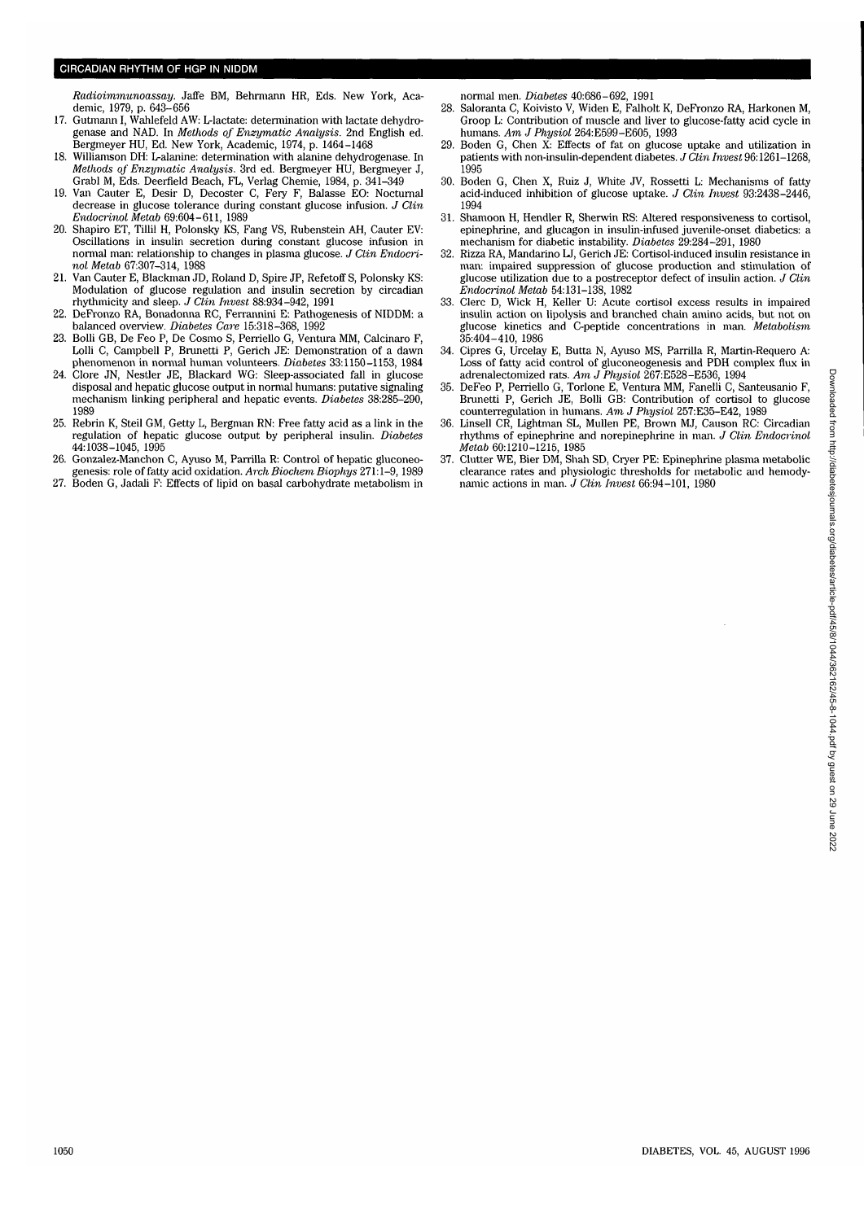*Radioimmunoassay*. Jaffe BM, Behrmann HR, Eds. New York, Academic, 1979, p. 643–656

17. Gutmann I, Wahlefeld AW: L-lactate: determination with lactate dehydrogenase and NAD. In *Methods of Enzymatic Analysis*. 2nd English ed. Bergmeyer HU, Ed. New York, Academic, 1974, p. 1464–1468
18. Williamson DH: L-alanine: determination with alanine dehydrogenase. In *Methods of Enzymatic Analysis*. 3rd ed. Bergmeyer HU, Bergmeyer J, Grabl M, Eds. Deerfield Beach, FL, Verlag Chemie, 1984, p. 341–349
19. Van Cauter E, Desir D, Decoster C, Fery F, Balasse EO: Nocturnal decrease in glucose tolerance during constant glucose infusion. *J Clin Endocrinol Metab* 69:604–611, 1989
20. Shapiro ET, Tillil H, Polonsky KS, Fang VS, Rubenstein AH, Cauter EV: Oscillations in insulin secretion during constant glucose infusion in normal man: relationship to changes in plasma glucose. *J Clin Endocrinol Metab* 67:307–314, 1988
21. Van Cauter E, Blackman JD, Roland D, Spire JP, Refetoff S, Polonsky KS: Modulation of glucose regulation and insulin secretion by circadian rhythmicity and sleep. *J Clin Invest* 88:934–942, 1991
22. DeFronzo RA, Bonadonna RC, Ferrannini E: Pathogenesis of NIDDM: a balanced overview. *Diabetes Care* 15:318–368, 1992
23. Bolli GB, De Feo P, De Cosmo S, Perriello G, Ventura MM, Calcinaro F, Lolli C, Campbell P, Brunetti P, Gerich JE: Demonstration of a dawn phenomenon in normal human volunteers. *Diabetes* 33:1150–1153, 1984
24. Clore JN, Nestler JE, Blackard WG: Sleep-associated fall in glucose disposal and hepatic glucose output in normal humans: putative signaling mechanism linking peripheral and hepatic events. *Diabetes* 38:285–290, 1989
25. Rebrin K, Steil GM, Getty L, Bergman RN: Free fatty acid as a link in the regulation of hepatic glucose output by peripheral insulin. *Diabetes* 44:1038–1045, 1995
26. Gonzalez-Manchon C, Ayuso M, Parrilla R: Control of hepatic gluconeogenesis: role of fatty acid oxidation. *Arch Biochem Biophys* 271:1–9, 1989
27. Boden G, Jadali F: Effects of lipid on basal carbohydrate metabolism in normal men. *Diabetes* 40:686–692, 1991
28. Saloranta C, Koivisto V, Widen E, Falholt K, DeFronzo RA, Harkonen M, Groop L: Contribution of muscle and liver to glucose-fatty acid cycle in humans. *Am J Physiol* 264:E599–E605, 1993
29. Boden G, Chen X: Effects of fat on glucose uptake and utilization in patients with non-insulin-dependent diabetes. *J Clin Invest* 96:1261–1268, 1995
30. Boden G, Chen X, Ruiz J, White JV, Rossetti L: Mechanisms of fatty acid-induced inhibition of glucose uptake. *J Clin Invest* 93:2438–2446, 1994
31. Shamoon H, Hendler R, Sherwin RS: Altered responsiveness to cortisol, epinephrine, and glucagon in insulin-infused juvenile-onset diabetics: a mechanism for diabetic instability. *Diabetes* 29:284–291, 1980
32. Rizza RA, Mandarino LJ, Gerich JE: Cortisol-induced insulin resistance in man: impaired suppression of glucose production and stimulation of glucose utilization due to a postreceptor defect of insulin action. *J Clin Endocrinol Metab* 54:131–138, 1982
33. Clerc D, Wick H, Keller U: Acute cortisol excess results in impaired insulin action on lipolysis and branched chain amino acids, but not on glucose kinetics and C-peptide concentrations in man. *Metabolism* 35:404–410, 1986
34. Cipres G, Urcelay E, Butta N, Ayuso MS, Parrilla R, Martin-Requero A: Loss of fatty acid control of gluconeogenesis and PDH complex flux in adrenalectomized rats. *Am J Physiol* 267:E528–E536, 1994
35. DeFeo P, Perriello G, Torlone E, Ventura MM, Fanelli C, Santeusanio F, Brunetti P, Gerich JE, Bolli GB: Contribution of cortisol to glucose counterregulation in humans. *Am J Physiol* 257:E35–E42, 1989
36. Linsell CR, Lightman SL, Mullen PE, Brown MJ, Causon RC: Circadian rhythms of epinephrine and norepinephrine in man. *J Clin Endocrinol Metab* 60:1210–1215, 1985
37. Clutter WE, Bier DM, Shah SD, Cryer PE: Epinephrine plasma metabolic clearance rates and physiologic thresholds for metabolic and hemodynamic actions in man. *J Clin Invest* 66:94–101, 1980